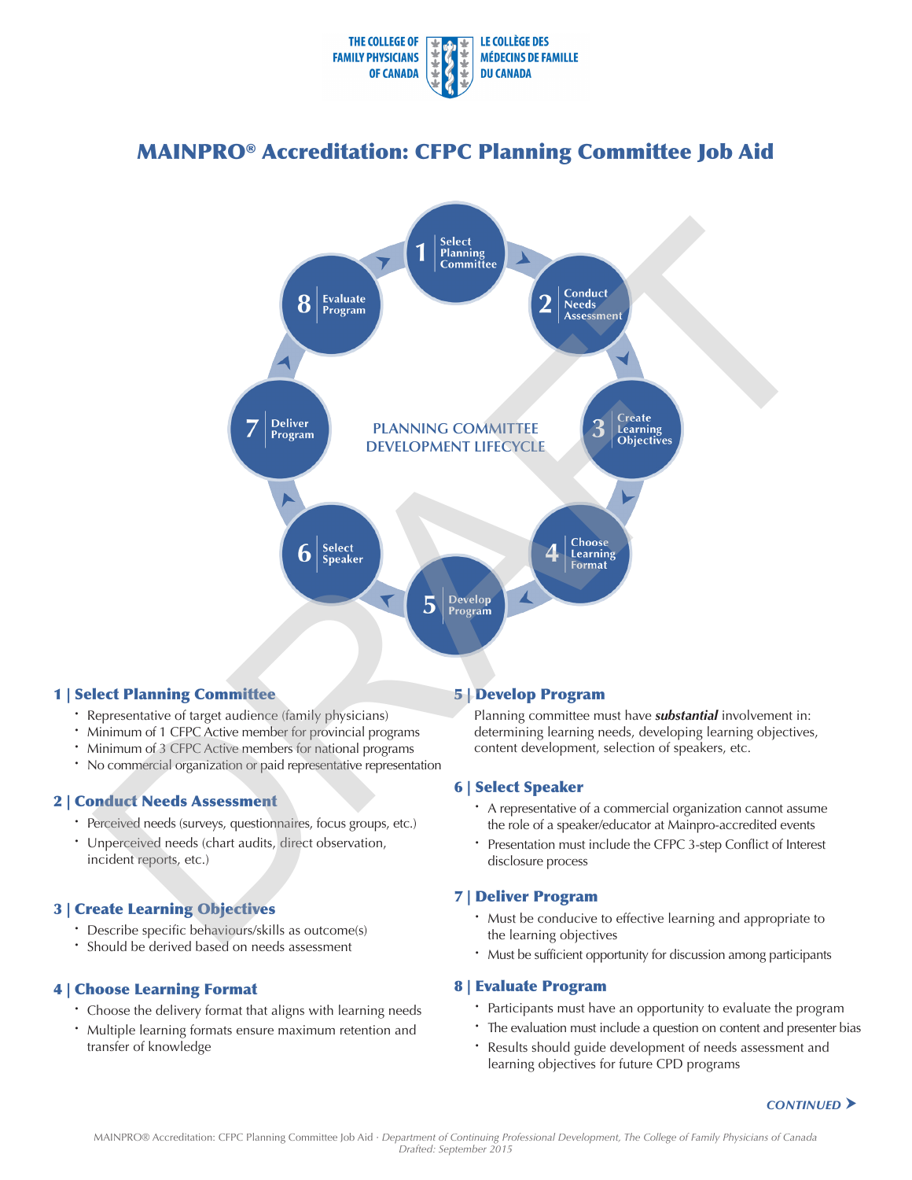THE COLLEGE OF FAMILY PHYSICIANS OF CANADA | LE COLLÈGE DES MÉDECINS DE FAMILLE DU CANADA

# MAINPRO® Accreditation: CFPC Planning Committee Job Aid

PLANNING COMMITTEE DEVELOPMENT LIFECYCLE

1 Select Planning Committee → 2 Conduct Needs Assessment → 3 Create Learning Objectives → 4 Choose Learning Format → 5 Develop Program → 6 Select Speaker → 7 Deliver Program → 8 Evaluate Program

## 1 | Select Planning Committee

- Representative of target audience (family physicians)
- Minimum of 1 CFPC Active member for provincial programs
- Minimum of 3 CFPC Active members for national programs
- No commercial organization or paid representative representation

## 2 | Conduct Needs Assessment

- Perceived needs (surveys, questionnaires, focus groups, etc.)
- Unperceived needs (chart audits, direct observation, incident reports, etc.)

## 3 | Create Learning Objectives

- Describe specific behaviours/skills as outcome(s)
- Should be derived based on needs assessment

## 4 | Choose Learning Format

- Choose the delivery format that aligns with learning needs
- Multiple learning formats ensure maximum retention and transfer of knowledge

## 5 | Develop Program

Planning committee must have ***substantial*** involvement in: determining learning needs, developing learning objectives, content development, selection of speakers, etc.

## 6 | Select Speaker

- A representative of a commercial organization cannot assume the role of a speaker/educator at Mainpro-accredited events
- Presentation must include the CFPC 3-step Conflict of Interest disclosure process

## 7 | Deliver Program

- Must be conducive to effective learning and appropriate to the learning objectives
- Must be sufficient opportunity for discussion among participants

## 8 | Evaluate Program

- Participants must have an opportunity to evaluate the program
- The evaluation must include a question on content and presenter bias
- Results should guide development of needs assessment and learning objectives for future CPD programs

*CONTINUED* ➤

MAINPRO® Accreditation: CFPC Planning Committee Job Aid · *Department of Continuing Professional Development, The College of Family Physicians of Canada*
*Drafted: September 2015*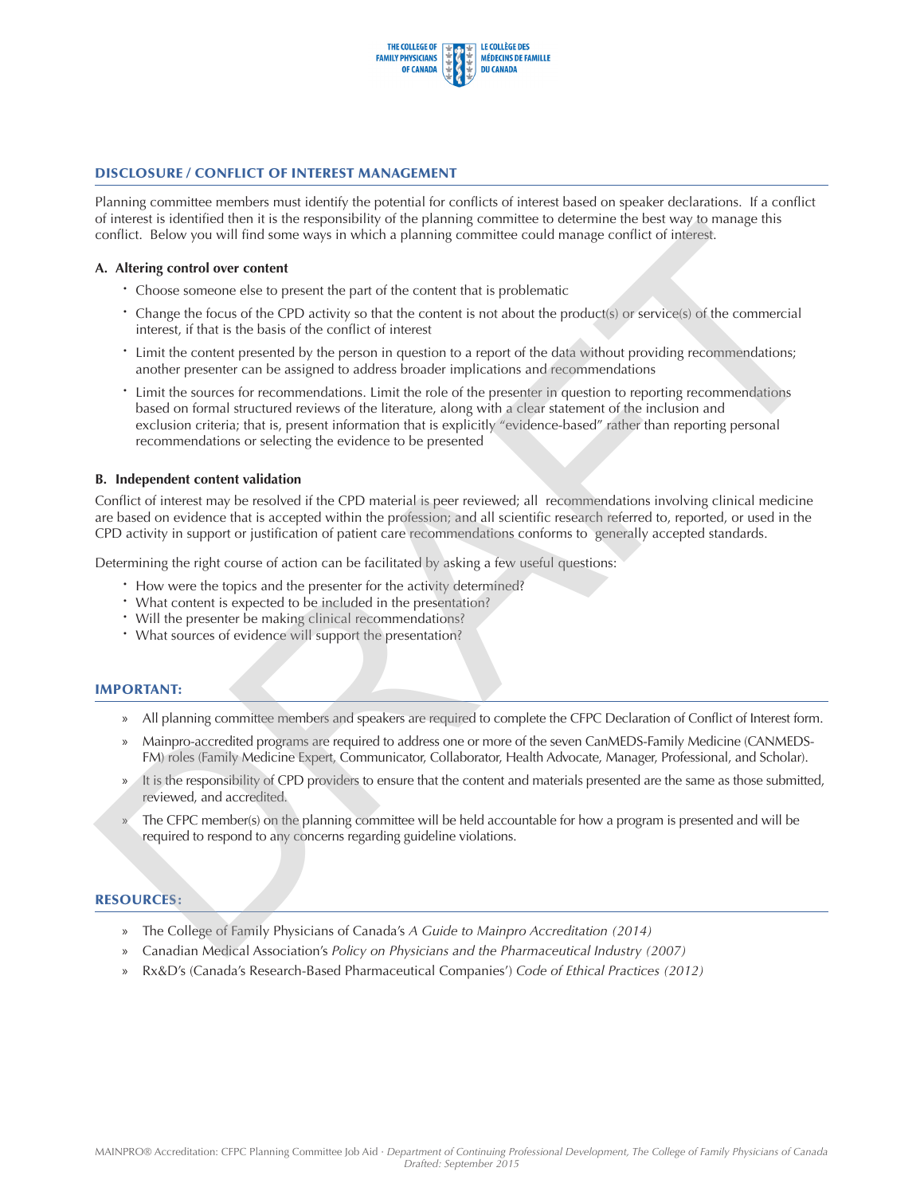## DISCLOSURE / CONFLICT OF INTEREST MANAGEMENT

Planning committee members must identify the potential for conflicts of interest based on speaker declarations. If a conflict of interest is identified then it is the responsibility of the planning committee to determine the best way to manage this conflict. Below you will find some ways in which a planning committee could manage conflict of interest.

**A. Altering control over content**

- Choose someone else to present the part of the content that is problematic
- Change the focus of the CPD activity so that the content is not about the product(s) or service(s) of the commercial interest, if that is the basis of the conflict of interest
- Limit the content presented by the person in question to a report of the data without providing recommendations; another presenter can be assigned to address broader implications and recommendations
- Limit the sources for recommendations. Limit the role of the presenter in question to reporting recommendations based on formal structured reviews of the literature, along with a clear statement of the inclusion and exclusion criteria; that is, present information that is explicitly "evidence-based" rather than reporting personal recommendations or selecting the evidence to be presented

**B. Independent content validation**

Conflict of interest may be resolved if the CPD material is peer reviewed; all recommendations involving clinical medicine are based on evidence that is accepted within the profession; and all scientific research referred to, reported, or used in the CPD activity in support or justification of patient care recommendations conforms to generally accepted standards.

Determining the right course of action can be facilitated by asking a few useful questions:

- How were the topics and the presenter for the activity determined?
- What content is expected to be included in the presentation?
- Will the presenter be making clinical recommendations?
- What sources of evidence will support the presentation?

## IMPORTANT:

- All planning committee members and speakers are required to complete the CFPC Declaration of Conflict of Interest form.
- Mainpro-accredited programs are required to address one or more of the seven CanMEDS-Family Medicine (CANMEDS-FM) roles (Family Medicine Expert, Communicator, Collaborator, Health Advocate, Manager, Professional, and Scholar).
- It is the responsibility of CPD providers to ensure that the content and materials presented are the same as those submitted, reviewed, and accredited.
- The CFPC member(s) on the planning committee will be held accountable for how a program is presented and will be required to respond to any concerns regarding guideline violations.

## RESOURCES:

- The College of Family Physicians of Canada's *A Guide to Mainpro Accreditation (2014)*
- Canadian Medical Association's *Policy on Physicians and the Pharmaceutical Industry (2007)*
- Rx&D's (Canada's Research-Based Pharmaceutical Companies') *Code of Ethical Practices (2012)*